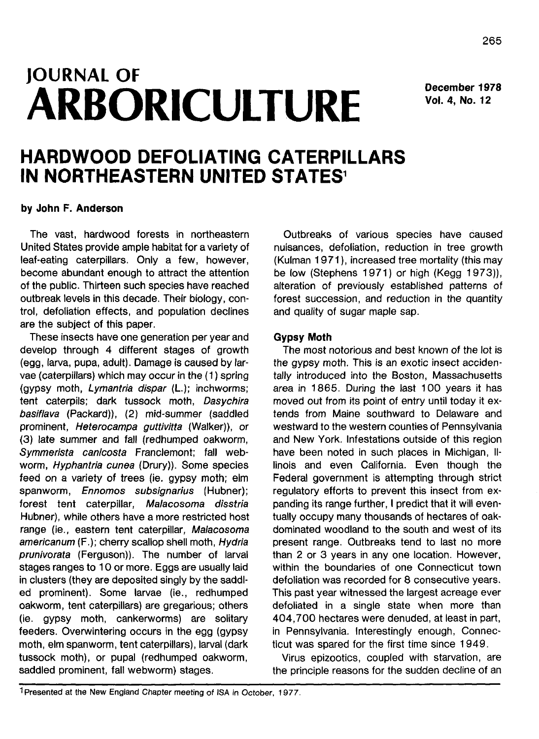# JOURNAL OF ARBORICULTURE

December 1978
Vol. 4, No. 12

## HARDWOOD DEFOLIATING CATERPILLARS IN NORTHEASTERN UNITED STATES[1]

**by John F. Anderson**

The vast, hardwood forests in northeastern United States provide ample habitat for a variety of leaf-eating caterpillars. Only a few, however, become abundant enough to attract the attention of the public. Thirteen such species have reached outbreak levels in this decade. Their biology, control, defoliation effects, and population declines are the subject of this paper.

These insects have one generation per year and develop through 4 different stages of growth (egg, larva, pupa, adult). Damage is caused by larvae (caterpillars) which may occur in the (1) spring (gypsy moth, *Lymantria dispar* (L.); inchworms; tent caterpils; dark tussock moth, *Dasychira basiflava* (Packard)), (2) mid-summer (saddled prominent, *Heterocampa guttivitta* (Walker)), or (3) late summer and fall (redhumped oakworm, *Symmerista canicosta* Franclemont; fall webworm, *Hyphantria cunea* (Drury)). Some species feed on a variety of trees (ie. gypsy moth; elm spanworm, *Ennomos subsignarius* (Hubner); forest tent caterpillar, *Malacosoma disstria* Hubner), while others have a more restricted host range (ie., eastern tent caterpillar, *Malacosoma americanum* (F.); cherry scallop shell moth, *Hydria prunivorata* (Ferguson)). The number of larval stages ranges to 10 or more. Eggs are usually laid in clusters (they are deposited singly by the saddled prominent). Some larvae (ie., redhumped oakworm, tent caterpillars) are gregarious; others (ie. gypsy moth, cankerworms) are solitary feeders. Overwintering occurs in the egg (gypsy moth, elm spanworm, tent caterpillars), larval (dark tussock moth), or pupal (redhumped oakworm, saddled prominent, fall webworm) stages.

Outbreaks of various species have caused nuisances, defoliation, reduction in tree growth (Kulman 1971), increased tree mortality (this may be low (Stephens 1971) or high (Kegg 1973)), alteration of previously established patterns of forest succession, and reduction in the quantity and quality of sugar maple sap.

### Gypsy Moth

The most notorious and best known of the lot is the gypsy moth. This is an exotic insect accidentally introduced into the Boston, Massachusetts area in 1865. During the last 100 years it has moved out from its point of entry until today it extends from Maine southward to Delaware and westward to the western counties of Pennsylvania and New York. Infestations outside of this region have been noted in such places in Michigan, Illinois and even California. Even though the Federal government is attempting through strict regulatory efforts to prevent this insect from expanding its range further, I predict that it will eventually occupy many thousands of hectares of oak-dominated woodland to the south and west of its present range. Outbreaks tend to last no more than 2 or 3 years in any one location. However, within the boundaries of one Connecticut town defoliation was recorded for 8 consecutive years. This past year witnessed the largest acreage ever defoliated in a single state when more than 404,700 hectares were denuded, at least in part, in Pennsylvania. Interestingly enough, Connecticut was spared for the first time since 1949.

Virus epizootics, coupled with starvation, are the principle reasons for the sudden decline of an

[1] Presented at the New England Chapter meeting of ISA in October, 1977.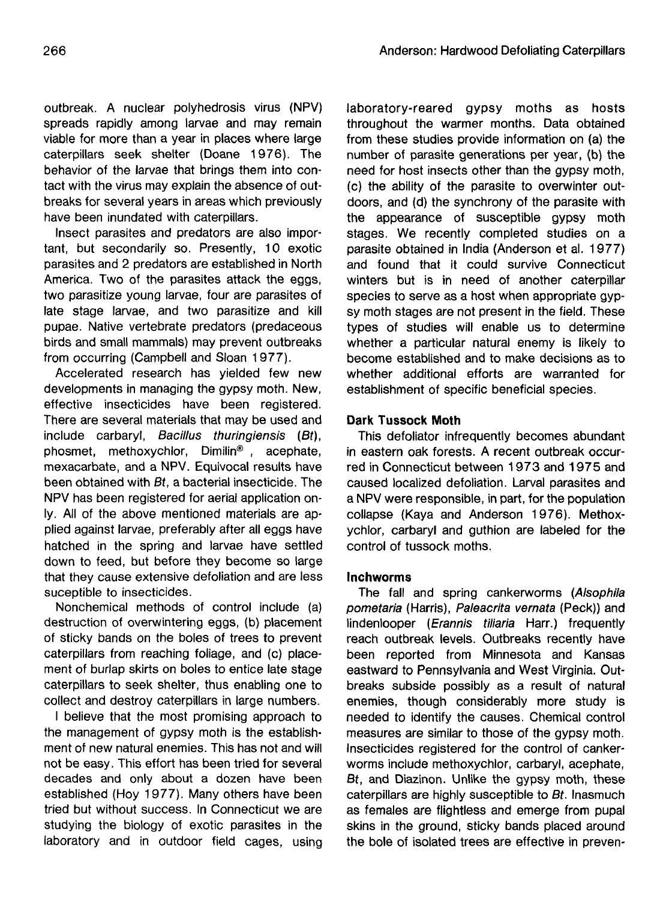outbreak. A nuclear polyhedrosis virus (NPV) spreads rapidly among larvae and may remain viable for more than a year in places where large caterpillars seek shelter (Doane 1976). The behavior of the larvae that brings them into contact with the virus may explain the absence of outbreaks for several years in areas which previously have been inundated with caterpillars.

Insect parasites and predators are also important, but secondarily so. Presently, 10 exotic parasites and 2 predators are established in North America. Two of the parasites attack the eggs, two parasitize young larvae, four are parasites of late stage larvae, and two parasitize and kill pupae. Native vertebrate predators (predaceous birds and small mammals) may prevent outbreaks from occurring (Campbell and Sloan 1977).

Accelerated research has yielded few new developments in managing the gypsy moth. New, effective insecticides have been registered. There are several materials that may be used and include carbaryl, *Bacillus thuringiensis* (*Bt*), phosmet, methoxychlor, Dimilin®, acephate, mexacarbate, and a NPV. Equivocal results have been obtained with *Bt*, a bacterial insecticide. The NPV has been registered for aerial application only. All of the above mentioned materials are applied against larvae, preferably after all eggs have hatched in the spring and larvae have settled down to feed, but before they become so large that they cause extensive defoliation and are less suceptible to insecticides.

Nonchemical methods of control include (a) destruction of overwintering eggs, (b) placement of sticky bands on the boles of trees to prevent caterpillars from reaching foliage, and (c) placement of burlap skirts on boles to entice late stage caterpillars to seek shelter, thus enabling one to collect and destroy caterpillars in large numbers.

I believe that the most promising approach to the management of gypsy moth is the establishment of new natural enemies. This has not and will not be easy. This effort has been tried for several decades and only about a dozen have been established (Hoy 1977). Many others have been tried but without success. In Connecticut we are studying the biology of exotic parasites in the laboratory and in outdoor field cages, using laboratory-reared gypsy moths as hosts throughout the warmer months. Data obtained from these studies provide information on (a) the number of parasite generations per year, (b) the need for host insects other than the gypsy moth, (c) the ability of the parasite to overwinter outdoors, and (d) the synchrony of the parasite with the appearance of susceptible gypsy moth stages. We recently completed studies on a parasite obtained in India (Anderson et al. 1977) and found that it could survive Connecticut winters but is in need of another caterpillar species to serve as a host when appropriate gypsy moth stages are not present in the field. These types of studies will enable us to determine whether a particular natural enemy is likely to become established and to make decisions as to whether additional efforts are warranted for establishment of specific beneficial species.

### Dark Tussock Moth

This defoliator infrequently becomes abundant in eastern oak forests. A recent outbreak occurred in Connecticut between 1973 and 1975 and caused localized defoliation. Larval parasites and a NPV were responsible, in part, for the population collapse (Kaya and Anderson 1976). Methoxychlor, carbaryl and guthion are labeled for the control of tussock moths.

### Inchworms

The fall and spring cankerworms (*Alsophila pometaria* (Harris), *Paleacrita vernata* (Peck)) and lindenlooper (*Erannis tiliaria* Harr.) frequently reach outbreak levels. Outbreaks recently have been reported from Minnesota and Kansas eastward to Pennsylvania and West Virginia. Outbreaks subside possibly as a result of natural enemies, though considerably more study is needed to identify the causes. Chemical control measures are similar to those of the gypsy moth. Insecticides registered for the control of cankerworms include methoxychlor, carbaryl, acephate, *Bt*, and Diazinon. Unlike the gypsy moth, these caterpillars are highly susceptible to *Bt*. Inasmuch as females are flightless and emerge from pupal skins in the ground, sticky bands placed around the bole of isolated trees are effective in preven-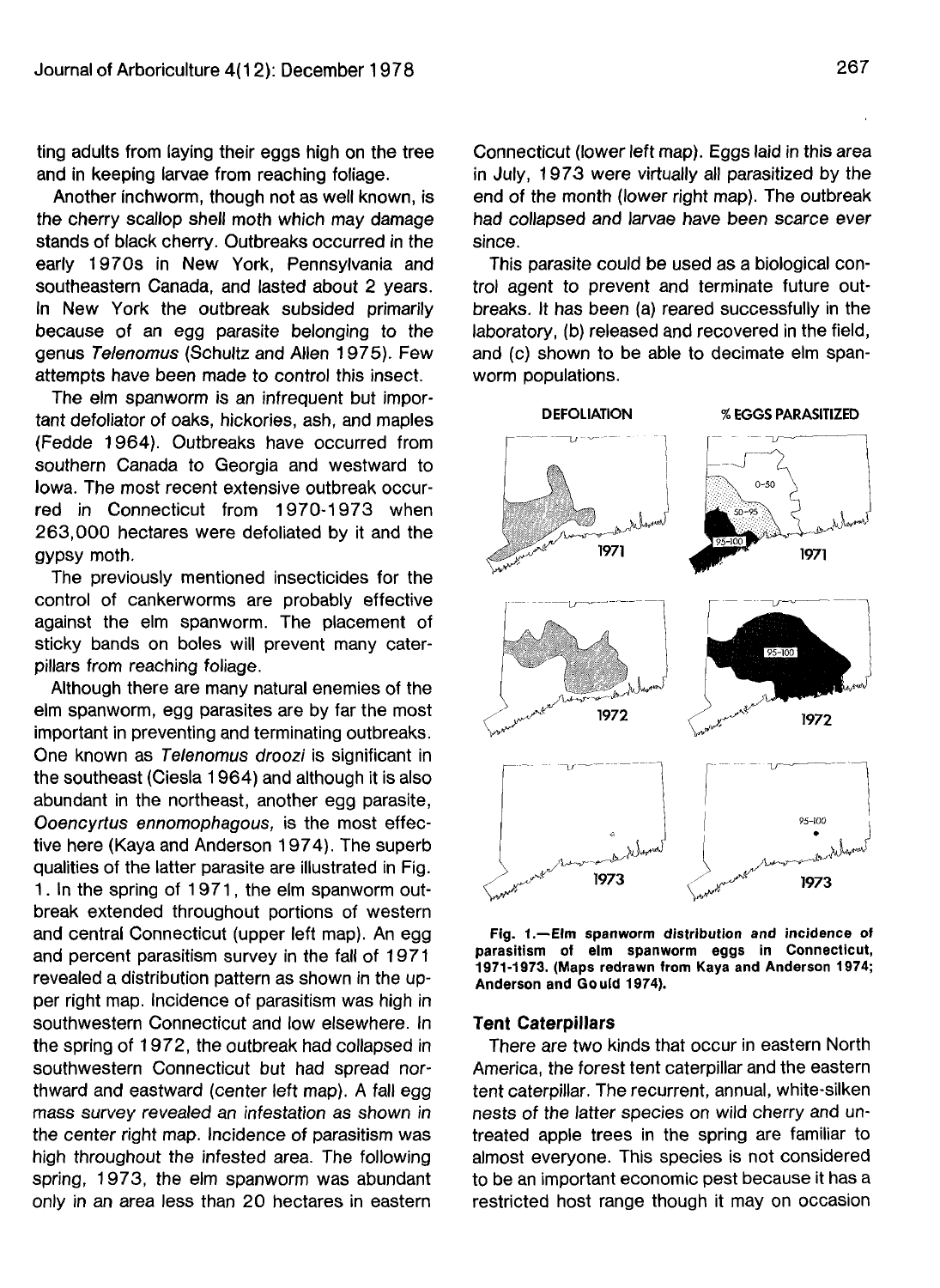ting adults from laying their eggs high on the tree and in keeping larvae from reaching foliage.

Another inchworm, though not as well known, is the cherry scallop shell moth which may damage stands of black cherry. Outbreaks occurred in the early 1970s in New York, Pennsylvania and southeastern Canada, and lasted about 2 years. In New York the outbreak subsided primarily because of an egg parasite belonging to the genus *Telenomus* (Schultz and Allen 1975). Few attempts have been made to control this insect.

The elm spanworm is an infrequent but important defoliator of oaks, hickories, ash, and maples (Fedde 1964). Outbreaks have occurred from southern Canada to Georgia and westward to Iowa. The most recent extensive outbreak occurred in Connecticut from 1970-1973 when 263,000 hectares were defoliated by it and the gypsy moth.

The previously mentioned insecticides for the control of cankerworms are probably effective against the elm spanworm. The placement of sticky bands on boles will prevent many caterpillars from reaching foliage.

Although there are many natural enemies of the elm spanworm, egg parasites are by far the most important in preventing and terminating outbreaks. One known as *Telenomus droozi* is significant in the southeast (Ciesla 1964) and although it is also abundant in the northeast, another egg parasite, *Ooencyrtus ennomophagous*, is the most effective here (Kaya and Anderson 1974). The superb qualities of the latter parasite are illustrated in Fig. 1. In the spring of 1971, the elm spanworm outbreak extended throughout portions of western and central Connecticut (upper left map). An egg and percent parasitism survey in the fall of 1971 revealed a distribution pattern as shown in the upper right map. Incidence of parasitism was high in southwestern Connecticut and low elsewhere. In the spring of 1972, the outbreak had collapsed in southwestern Connecticut but had spread northward and eastward (center left map). A fall egg mass survey revealed an infestation as shown in the center right map. Incidence of parasitism was high throughout the infested area. The following spring, 1973, the elm spanworm was abundant only in an area less than 20 hectares in eastern Connecticut (lower left map). Eggs laid in this area in July, 1973 were virtually all parasitized by the end of the month (lower right map). The outbreak had collapsed and larvae have been scarce ever since.

This parasite could be used as a biological control agent to prevent and terminate future outbreaks. It has been (a) reared successfully in the laboratory, (b) released and recovered in the field, and (c) shown to be able to decimate elm spanworm populations.

**Fig. 1.—Elm spanworm distribution and incidence of parasitism of elm spanworm eggs in Connecticut, 1971-1973. (Maps redrawn from Kaya and Anderson 1974; Anderson and Gould 1974).**

## Tent Caterpillars

There are two kinds that occur in eastern North America, the forest tent caterpillar and the eastern tent caterpillar. The recurrent, annual, white-silken nests of the latter species on wild cherry and untreated apple trees in the spring are familiar to almost everyone. This species is not considered to be an important economic pest because it has a restricted host range though it may on occasion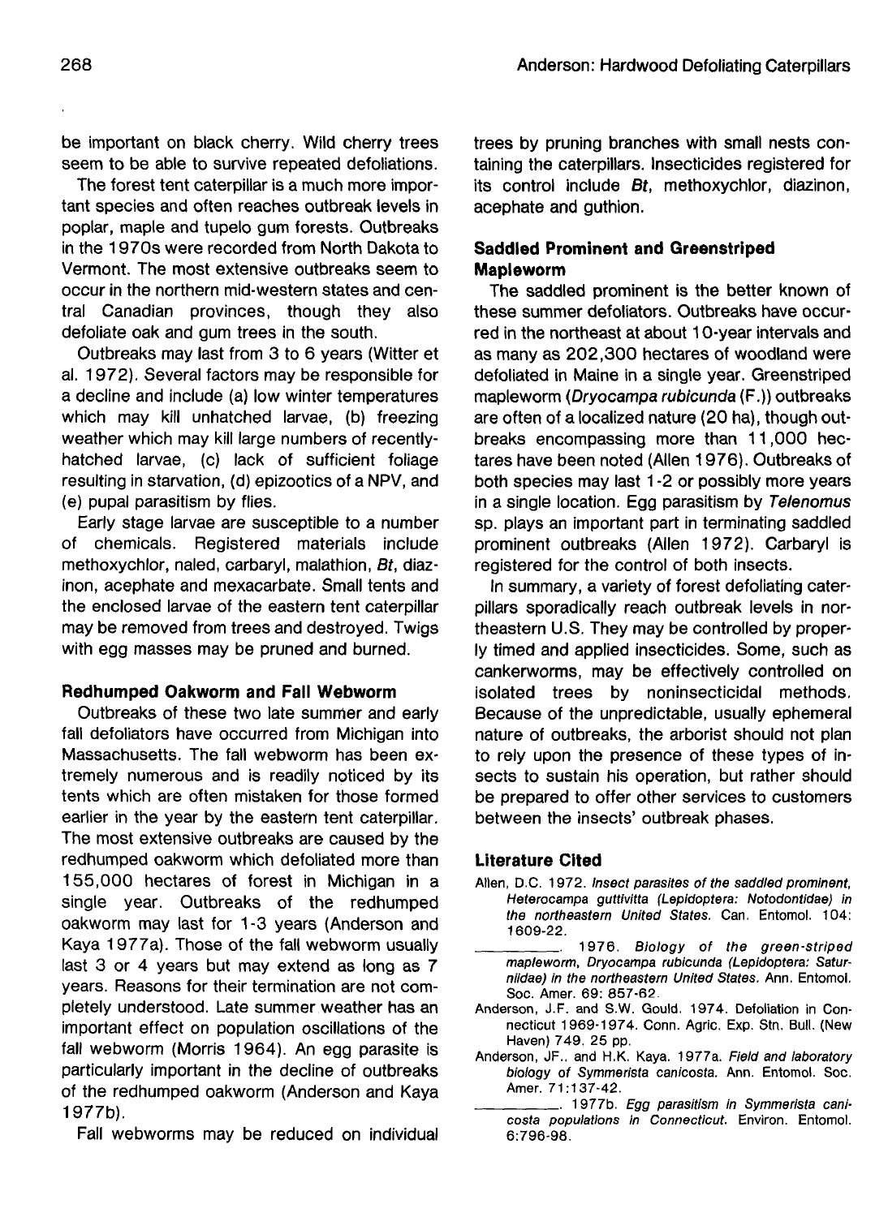be important on black cherry. Wild cherry trees seem to be able to survive repeated defoliations.

The forest tent caterpillar is a much more important species and often reaches outbreak levels in poplar, maple and tupelo gum forests. Outbreaks in the 1970s were recorded from North Dakota to Vermont. The most extensive outbreaks seem to occur in the northern mid-western states and central Canadian provinces, though they also defoliate oak and gum trees in the south.

Outbreaks may last from 3 to 6 years (Witter et al. 1972). Several factors may be responsible for a decline and include (a) low winter temperatures which may kill unhatched larvae, (b) freezing weather which may kill large numbers of recently-hatched larvae, (c) lack of sufficient foliage resulting in starvation, (d) epizootics of a NPV, and (e) pupal parasitism by flies.

Early stage larvae are susceptible to a number of chemicals. Registered materials include methoxychlor, naled, carbaryl, malathion, *Bt*, diazinon, acephate and mexacarbate. Small tents and the enclosed larvae of the eastern tent caterpillar may be removed from trees and destroyed. Twigs with egg masses may be pruned and burned.

### Redhumped Oakworm and Fall Webworm

Outbreaks of these two late summer and early fall defoliators have occurred from Michigan into Massachusetts. The fall webworm has been extremely numerous and is readily noticed by its tents which are often mistaken for those formed earlier in the year by the eastern tent caterpillar. The most extensive outbreaks are caused by the redhumped oakworm which defoliated more than 155,000 hectares of forest in Michigan in a single year. Outbreaks of the redhumped oakworm may last for 1-3 years (Anderson and Kaya 1977a). Those of the fall webworm usually last 3 or 4 years but may extend as long as 7 years. Reasons for their termination are not completely understood. Late summer weather has an important effect on population oscillations of the fall webworm (Morris 1964). An egg parasite is particularly important in the decline of outbreaks of the redhumped oakworm (Anderson and Kaya 1977b).

Fall webworms may be reduced on individual trees by pruning branches with small nests containing the caterpillars. Insecticides registered for its control include *Bt*, methoxychlor, diazinon, acephate and guthion.

### Saddled Prominent and Greenstriped Mapleworm

The saddled prominent is the better known of these summer defoliators. Outbreaks have occurred in the northeast at about 10-year intervals and as many as 202,300 hectares of woodland were defoliated in Maine in a single year. Greenstriped mapleworm (*Dryocampa rubicunda* (F.)) outbreaks are often of a localized nature (20 ha), though outbreaks encompassing more than 11,000 hectares have been noted (Allen 1976). Outbreaks of both species may last 1-2 or possibly more years in a single location. Egg parasitism by *Telenomus* sp. plays an important part in terminating saddled prominent outbreaks (Allen 1972). Carbaryl is registered for the control of both insects.

In summary, a variety of forest defoliating caterpillars sporadically reach outbreak levels in northeastern U.S. They may be controlled by properly timed and applied insecticides. Some, such as cankerworms, may be effectively controlled on isolated trees by noninsecticidal methods. Because of the unpredictable, usually ephemeral nature of outbreaks, the arborist should not plan to rely upon the presence of these types of insects to sustain his operation, but rather should be prepared to offer other services to customers between the insects' outbreak phases.

### Literature Cited

Allen, D.C. 1972. *Insect parasites of the saddled prominent, Heterocampa guttivitta (Lepidoptera: Notodontidae) in the northeastern United States.* Can. Entomol. 104: 1609-22.

__________. 1976. *Biology of the green-striped mapleworm, Dryocampa rubicunda (Lepidoptera: Saturniidae) in the northeastern United States.* Ann. Entomol. Soc. Amer. 69: 857-62.

Anderson, J.F. and S.W. Gould. 1974. Defoliation in Connecticut 1969-1974. Conn. Agric. Exp. Stn. Bull. (New Haven) 749. 25 pp.

Anderson, JF., and H.K. Kaya. 1977a. *Field and laboratory biology of Symmerista canicosta.* Ann. Entomol. Soc. Amer. 71:137-42.

__________. 1977b. *Egg parasitism in Symmerista canicosta populations in Connecticut.* Environ. Entomol. 6:796-98.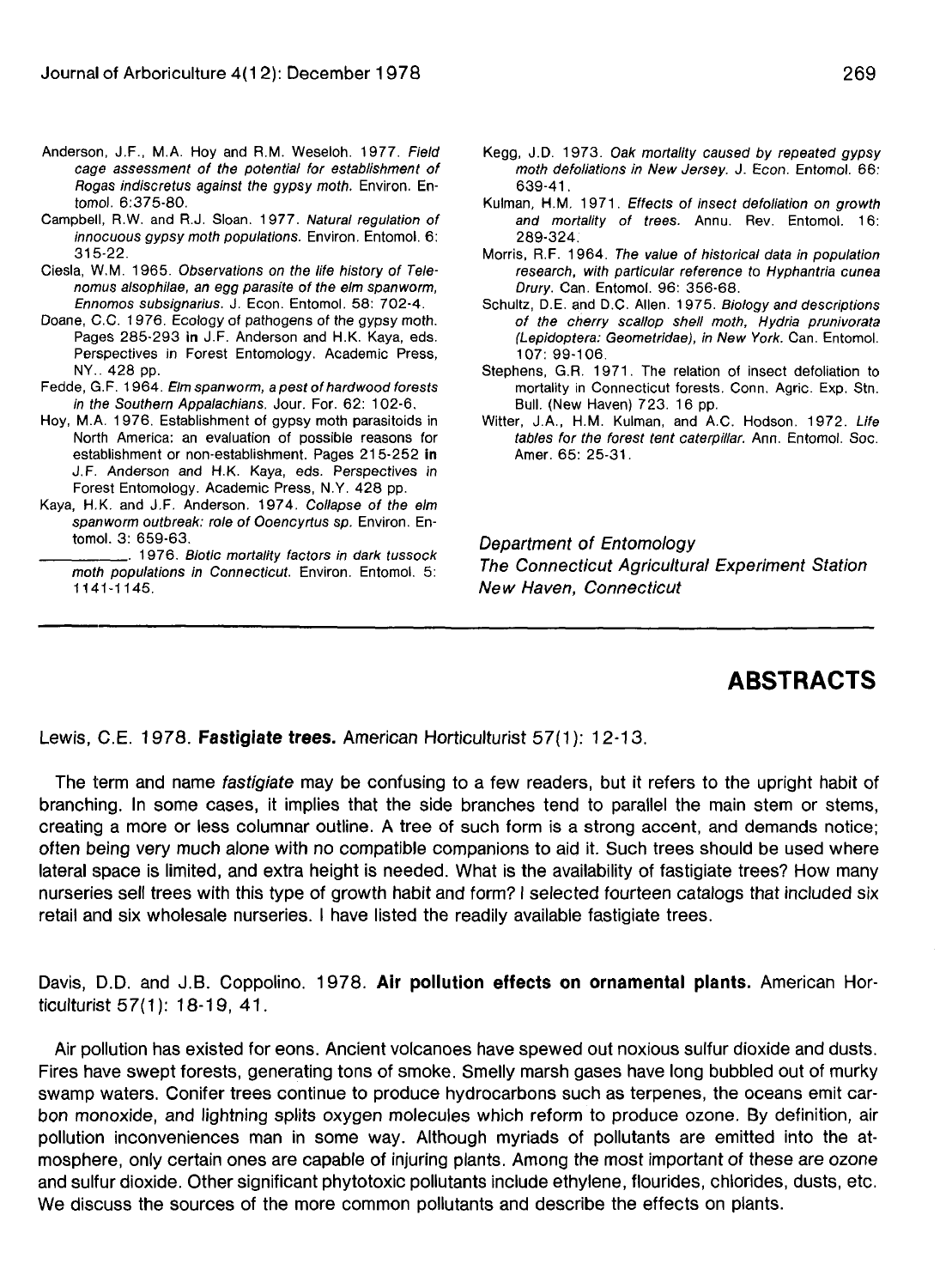Anderson, J.F., M.A. Hoy and R.M. Weseloh. 1977. *Field cage assessment of the potential for establishment of Rogas indiscretus against the gypsy moth.* Environ. Entomol. 6:375-80.

Campbell, R.W. and R.J. Sloan. 1977. *Natural regulation of innocuous gypsy moth populations.* Environ. Entomol. 6: 315-22.

Ciesla, W.M. 1965. *Observations on the life history of Telenomus alsophilae, an egg parasite of the elm spanworm, Ennomos subsignarius.* J. Econ. Entomol. 58: 702-4.

Doane, C.C. 1976. Ecology of pathogens of the gypsy moth. Pages 285-293 **in** J.F. Anderson and H.K. Kaya, eds. Perspectives in Forest Entomology. Academic Press, NY.. 428 pp.

Fedde, G.F. 1964. *Elm spanworm, a pest of hardwood forests in the Southern Appalachians.* Jour. For. 62: 102-6.

Hoy, M.A. 1976. Establishment of gypsy moth parasitoids in North America: an evaluation of possible reasons for establishment or non-establishment. Pages 215-252 **in** J.F. Anderson and H.K. Kaya, eds. Perspectives in Forest Entomology. Academic Press, N.Y. 428 pp.

Kaya, H.K. and J.F. Anderson. 1974. *Collapse of the elm spanworm outbreak: role of Ooencyrtus sp.* Environ. Entomol. 3: 659-63.

________. 1976. *Biotic mortality factors in dark tussock moth populations in Connecticut.* Environ. Entomol. 5: 1141-1145.

Kegg, J.D. 1973. *Oak mortality caused by repeated gypsy moth defoliations in New Jersey.* J. Econ. Entomol. 66: 639-41.

Kulman, H.M. 1971. *Effects of insect defoliation on growth and mortality of trees.* Annu. Rev. Entomol. 16: 289-324.

Morris, R.F. 1964. *The value of historical data in population research, with particular reference to Hyphantria cunea Drury.* Can. Entomol. 96: 356-68.

Schultz, D.E. and D.C. Allen. 1975. *Biology and descriptions of the cherry scallop shell moth, Hydria prunivorata (Lepidoptera: Geometridae), in New York.* Can. Entomol. 107: 99-106.

Stephens, G.R. 1971. The relation of insect defoliation to mortality in Connecticut forests. Conn. Agric. Exp. Stn. Bull. (New Haven) 723. 16 pp.

Witter, J.A., H.M. Kulman, and A.C. Hodson. 1972. *Life tables for the forest tent caterpillar.* Ann. Entomol. Soc. Amer. 65: 25-31.

*Department of Entomology*
*The Connecticut Agricultural Experiment Station*
*New Haven, Connecticut*

## ABSTRACTS

Lewis, C.E. 1978. **Fastigiate trees.** American Horticulturist 57(1): 12-13.

The term and name *fastigiate* may be confusing to a few readers, but it refers to the upright habit of branching. In some cases, it implies that the side branches tend to parallel the main stem or stems, creating a more or less columnar outline. A tree of such form is a strong accent, and demands notice; often being very much alone with no compatible companions to aid it. Such trees should be used where lateral space is limited, and extra height is needed. What is the availability of fastigiate trees? How many nurseries sell trees with this type of growth habit and form? I selected fourteen catalogs that included six retail and six wholesale nurseries. I have listed the readily available fastigiate trees.

Davis, D.D. and J.B. Coppolino. 1978. **Air pollution effects on ornamental plants.** American Horticulturist 57(1): 18-19, 41.

Air pollution has existed for eons. Ancient volcanoes have spewed out noxious sulfur dioxide and dusts. Fires have swept forests, generating tons of smoke. Smelly marsh gases have long bubbled out of murky swamp waters. Conifer trees continue to produce hydrocarbons such as terpenes, the oceans emit carbon monoxide, and lightning splits oxygen molecules which reform to produce ozone. By definition, air pollution inconveniences man in some way. Although myriads of pollutants are emitted into the atmosphere, only certain ones are capable of injuring plants. Among the most important of these are ozone and sulfur dioxide. Other significant phytotoxic pollutants include ethylene, flourides, chlorides, dusts, etc. We discuss the sources of the more common pollutants and describe the effects on plants.